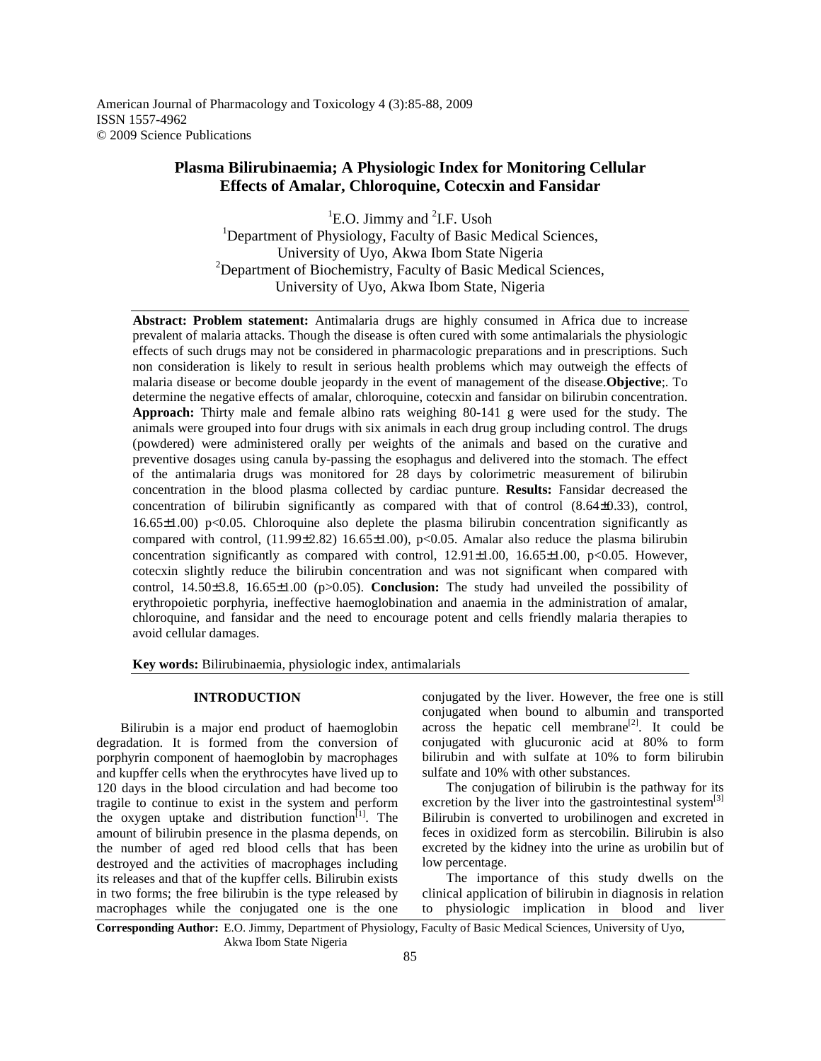American Journal of Pharmacology and Toxicology 4 (3):85-88, 2009
ISSN 1557-4962
© 2009 Science Publications

# Plasma Bilirubinaemia; A Physiologic Index for Monitoring Cellular Effects of Amalar, Chloroquine, Cotecxin and Fansidar

[1]E.O. Jimmy and [2]I.F. Usoh

[1]Department of Physiology, Faculty of Basic Medical Sciences, University of Uyo, Akwa Ibom State Nigeria

[2]Department of Biochemistry, Faculty of Basic Medical Sciences, University of Uyo, Akwa Ibom State, Nigeria

**Abstract: Problem statement:** Antimalaria drugs are highly consumed in Africa due to increase prevalent of malaria attacks. Though the disease is often cured with some antimalarials the physiologic effects of such drugs may not be considered in pharmacologic preparations and in prescriptions. Such non consideration is likely to result in serious health problems which may outweigh the effects of malaria disease or become double jeopardy in the event of management of the disease.**Objective**;. To determine the negative effects of amalar, chloroquine, cotecxin and fansidar on bilirubin concentration. **Approach:** Thirty male and female albino rats weighing 80-141 g were used for the study. The animals were grouped into four drugs with six animals in each drug group including control. The drugs (powdered) were administered orally per weights of the animals and based on the curative and preventive dosages using canula by-passing the esophagus and delivered into the stomach. The effect of the antimalaria drugs was monitored for 28 days by colorimetric measurement of bilirubin concentration in the blood plasma collected by cardiac punture. **Results:** Fansidar decreased the concentration of bilirubin significantly as compared with that of control (8.64±0.33), control, 16.65±1.00) $p<0.05$. Chloroquine also deplete the plasma bilirubin concentration significantly as compared with control, (11.99±2.82) 16.65±1.00), $p<0.05$. Amalar also reduce the plasma bilirubin concentration significantly as compared with control, 12.91±1.00, 16.65±1.00, $p<0.05$. However, cotecxin slightly reduce the bilirubin concentration and was not significant when compared with control, 14.50±3.8, 16.65±1.00 ($p>0.05$). **Conclusion:** The study had unveiled the possibility of erythropoietic porphyria, ineffective haemoglobination and anaemia in the administration of amalar, chloroquine, and fansidar and the need to encourage potent and cells friendly malaria therapies to avoid cellular damages.

**Key words:** Bilirubinaemia, physiologic index, antimalarials

## INTRODUCTION

Bilirubin is a major end product of haemoglobin degradation. It is formed from the conversion of porphyrin component of haemoglobin by macrophages and kupffer cells when the erythrocytes have lived up to 120 days in the blood circulation and had become too tragile to continue to exist in the system and perform the oxygen uptake and distribution function[1]. The amount of bilirubin presence in the plasma depends, on the number of aged red blood cells that has been destroyed and the activities of macrophages including its releases and that of the kupffer cells. Bilirubin exists in two forms; the free bilirubin is the type released by macrophages while the conjugated one is the one conjugated by the liver. However, the free one is still conjugated when bound to albumin and transported across the hepatic cell membrane[2]. It could be conjugated with glucuronic acid at 80% to form bilirubin and with sulfate at 10% to form bilirubin sulfate and 10% with other substances.

The conjugation of bilirubin is the pathway for its excretion by the liver into the gastrointestinal system[3] Bilirubin is converted to urobilinogen and excreted in feces in oxidized form as stercobilin. Bilirubin is also excreted by the kidney into the urine as urobilin but of low percentage.

The importance of this study dwells on the clinical application of bilirubin in diagnosis in relation to physiologic implication in blood and liver

**Corresponding Author:** E.O. Jimmy, Department of Physiology, Faculty of Basic Medical Sciences, University of Uyo, Akwa Ibom State Nigeria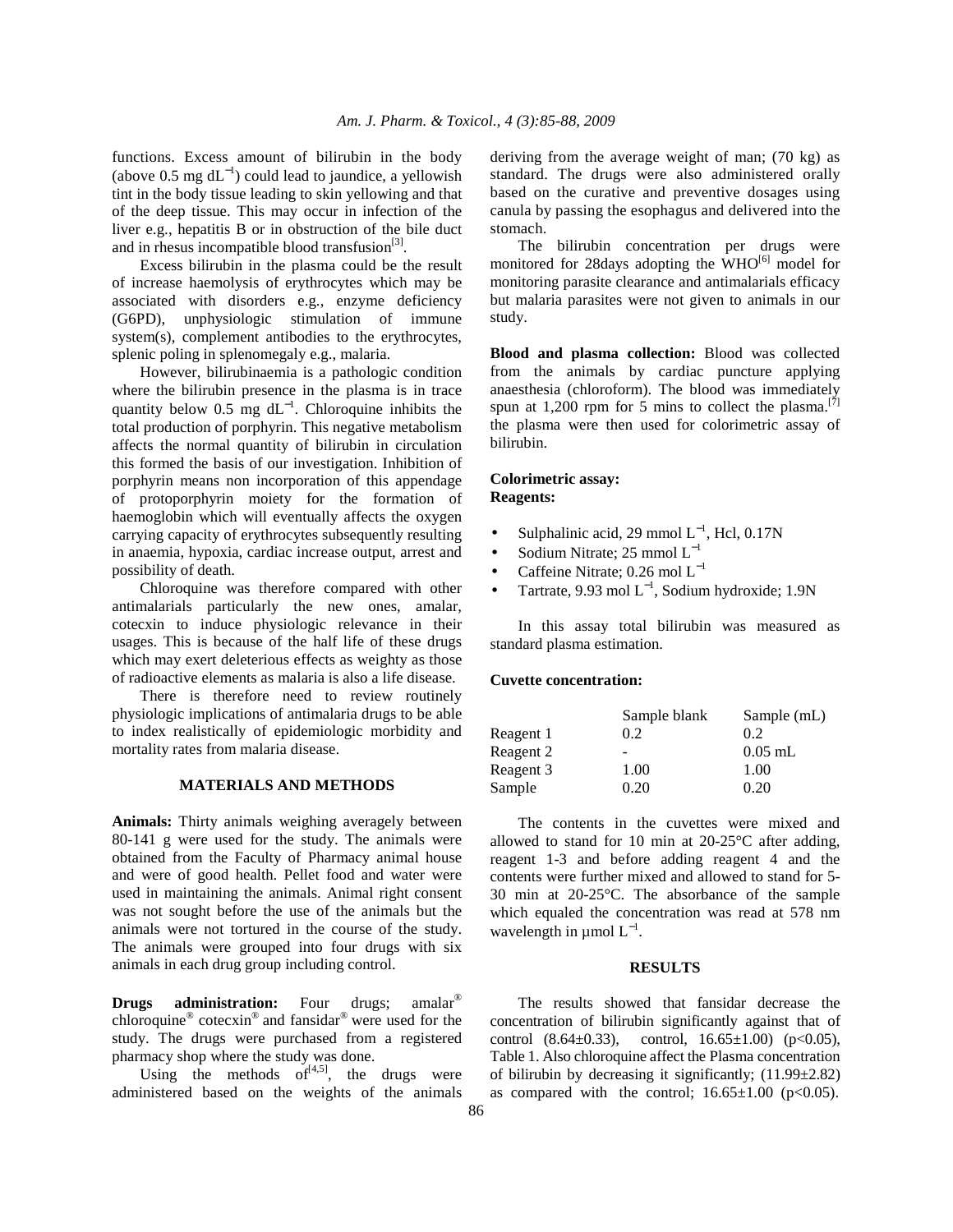functions. Excess amount of bilirubin in the body (above 0.5 mg $dL^{-1}$) could lead to jaundice, a yellowish tint in the body tissue leading to skin yellowing and that of the deep tissue. This may occur in infection of the liver e.g., hepatitis B or in obstruction of the bile duct and in rhesus incompatible blood transfusion[3].

Excess bilirubin in the plasma could be the result of increase haemolysis of erythrocytes which may be associated with disorders e.g., enzyme deficiency (G6PD), unphysiologic stimulation of immune system(s), complement antibodies to the erythrocytes, splenic poling in splenomegaly e.g., malaria.

However, bilirubinaemia is a pathologic condition where the bilirubin presence in the plasma is in trace quantity below 0.5 mg $dL^{-1}$. Chloroquine inhibits the total production of porphyrin. This negative metabolism affects the normal quantity of bilirubin in circulation this formed the basis of our investigation. Inhibition of porphyrin means non incorporation of this appendage of protoporphyrin moiety for the formation of haemoglobin which will eventually affects the oxygen carrying capacity of erythrocytes subsequently resulting in anaemia, hypoxia, cardiac increase output, arrest and possibility of death.

Chloroquine was therefore compared with other antimalarials particularly the new ones, amalar, cotecxin to induce physiologic relevance in their usages. This is because of the half life of these drugs which may exert deleterious effects as weighty as those of radioactive elements as malaria is also a life disease.

There is therefore need to review routinely physiologic implications of antimalaria drugs to be able to index realistically of epidemiologic morbidity and mortality rates from malaria disease.

## MATERIALS AND METHODS

**Animals:** Thirty animals weighing averagely between 80-141 g were used for the study. The animals were obtained from the Faculty of Pharmacy animal house and were of good health. Pellet food and water were used in maintaining the animals. Animal right consent was not sought before the use of the animals but the animals were not tortured in the course of the study. The animals were grouped into four drugs with six animals in each drug group including control.

**Drugs administration:** Four drugs; amalar® chloroquine® cotecxin® and fansidar® were used for the study. The drugs were purchased from a registered pharmacy shop where the study was done.

Using the methods of[4,5], the drugs were administered based on the weights of the animals deriving from the average weight of man; (70 kg) as standard. The drugs were also administered orally based on the curative and preventive dosages using canula by passing the esophagus and delivered into the stomach.

The bilirubin concentration per drugs were monitored for 28days adopting the WHO[6] model for monitoring parasite clearance and antimalarials efficacy but malaria parasites were not given to animals in our study.

**Blood and plasma collection:** Blood was collected from the animals by cardiac puncture applying anaesthesia (chloroform). The blood was immediately spun at 1,200 rpm for 5 mins to collect the plasma.[7] the plasma were then used for colorimetric assay of bilirubin.

**Colorimetric assay:**
**Reagents:**

- Sulphalinic acid, 29 mmol $L^{-1}$, Hcl, 0.17N
- Sodium Nitrate; 25 mmol $L^{-1}$
- Caffeine Nitrate; 0.26 mol $L^{-1}$
- Tartrate, 9.93 mol $L^{-1}$, Sodium hydroxide; 1.9N

In this assay total bilirubin was measured as standard plasma estimation.

**Cuvette concentration:**

| | Sample blank | Sample (mL) |
|---|---|---|
| Reagent 1 | 0.2 | 0.2 |
| Reagent 2 | - | 0.05 mL |
| Reagent 3 | 1.00 | 1.00 |
| Sample | 0.20 | 0.20 |

The contents in the cuvettes were mixed and allowed to stand for 10 min at 20-25°C after adding, reagent 1-3 and before adding reagent 4 and the contents were further mixed and allowed to stand for 5-30 min at 20-25°C. The absorbance of the sample which equaled the concentration was read at 578 nm wavelength in μmol $L^{-1}$.

## RESULTS

The results showed that fansidar decrease the concentration of bilirubin significantly against that of control (8.64±0.33), control, 16.65±1.00) ($p<0.05$), Table 1. Also chloroquine affect the Plasma concentration of bilirubin by decreasing it significantly; (11.99±2.82) as compared with the control; 16.65±1.00 ($p<0.05$).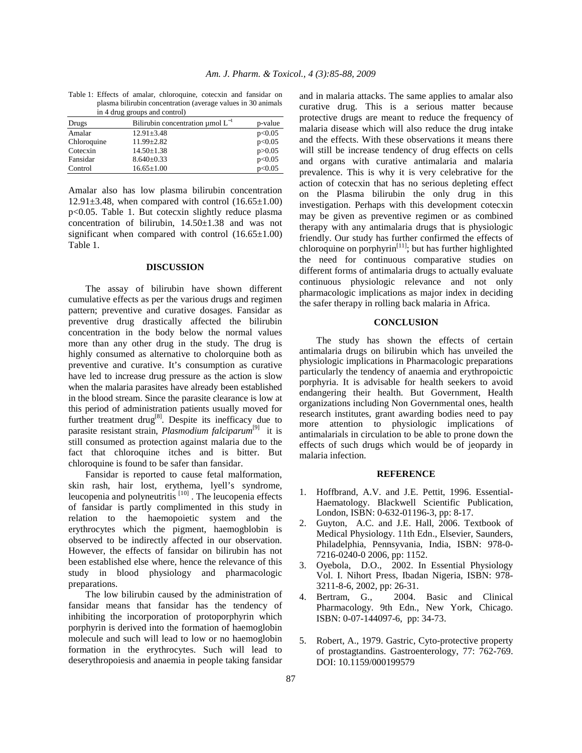Table 1: Effects of amalar, chloroquine, cotecxin and fansidar on plasma bilirubin concentration (average values in 30 animals in 4 drug groups and control)

| Drugs | Bilirubin concentration μmol $L^{-1}$ | p-value |
|---|---|---|
| Amalar | 12.91±3.48 | p<0.05 |
| Chloroquine | 11.99±2.82 | p<0.05 |
| Cotecxin | 14.50±1.38 | p>0.05 |
| Fansidar | 8.640±0.33 | p<0.05 |
| Control | 16.65±1.00 | p<0.05 |

Amalar also has low plasma bilirubin concentration 12.91±3.48, when compared with control (16.65±1.00) p<0.05. Table 1. But cotecxin slightly reduce plasma concentration of bilirubin, 14.50±1.38 and was not significant when compared with control (16.65±1.00) Table 1.

## DISCUSSION

The assay of bilirubin have shown different cumulative effects as per the various drugs and regimen pattern; preventive and curative dosages. Fansidar as preventive drug drastically affected the bilirubin concentration in the body below the normal values more than any other drug in the study. The drug is highly consumed as alternative to cholorquine both as preventive and curative. It's consumption as curative have led to increase drug pressure as the action is slow when the malaria parasites have already been established in the blood stream. Since the parasite clearance is low at this period of administration patients usually moved for further treatment drug[8]. Despite its inefficacy due to parasite resistant strain, *Plasmodium falciparum*[9] it is still consumed as protection against malaria due to the fact that chloroquine itches and is bitter. But chloroquine is found to be safer than fansidar.

Fansidar is reported to cause fetal malformation, skin rash, hair lost, erythema, lyell's syndrome, leucopenia and polyneutritis [10] . The leucopenia effects of fansidar is partly complimented in this study in relation to the haemopoietic system and the erythrocytes which the pigment, haemogblobin is observed to be indirectly affected in our observation. However, the effects of fansidar on bilirubin has not been established else where, hence the relevance of this study in blood physiology and pharmacologic preparations.

The low bilirubin caused by the administration of fansidar means that fansidar has the tendency of inhibiting the incorporation of protoporphyrin which porphyrin is derived into the formation of haemoglobin molecule and such will lead to low or no haemoglobin formation in the erythrocytes. Such will lead to deserythropoiesis and anaemia in people taking fansidar and in malaria attacks. The same applies to amalar also curative drug. This is a serious matter because protective drugs are meant to reduce the frequency of malaria disease which will also reduce the drug intake and the effects. With these observations it means there will still be increase tendency of drug effects on cells and organs with curative antimalaria and malaria prevalence. This is why it is very celebrative for the action of cotecxin that has no serious depleting effect on the Plasma bilirubin the only drug in this investigation. Perhaps with this development cotecxin may be given as preventive regimen or as combined therapy with any antimalaria drugs that is physiologic friendly. Our study has further confirmed the effects of chloroquine on porphyrin[11]; but has further highlighted the need for continuous comparative studies on different forms of antimalaria drugs to actually evaluate continuous physiologic relevance and not only pharmacologic implications as major index in deciding the safer therapy in rolling back malaria in Africa.

## CONCLUSION

The study has shown the effects of certain antimalaria drugs on bilirubin which has unveiled the physiologic implications in Pharmacologic preparations particularly the tendency of anaemia and erythropoictic porphyria. It is advisable for health seekers to avoid endangering their health. But Government, Health organizations including Non Governmental ones, health research institutes, grant awarding bodies need to pay more attention to physiologic implications of antimalarials in circulation to be able to prone down the effects of such drugs which would be of jeopardy in malaria infection.

## REFERENCE

1. Hoffbrand, A.V. and J.E. Pettit, 1996. Essential-Haematology. Blackwell Scientific Publication, London, ISBN: 0-632-01196-3, pp: 8-17.
2. Guyton, A.C. and J.E. Hall, 2006. Textbook of Medical Physiology. 11th Edn., Elsevier, Saunders, Philadelphia, Pennsyvania, India, ISBN: 978-0-7216-0240-0 2006, pp: 1152.
3. Oyebola, D.O., 2002. In Essential Physiology Vol. I. Nihort Press, Ibadan Nigeria, ISBN: 978-3211-8-6, 2002, pp: 26-31.
4. Bertram, G., 2004. Basic and Clinical Pharmacology. 9th Edn., New York, Chicago. ISBN: 0-07-144097-6, pp: 34-73.
5. Robert, A., 1979. Gastric, Cyto-protective property of prostagtandins. Gastroenterology, 77: 762-769. DOI: 10.1159/000199579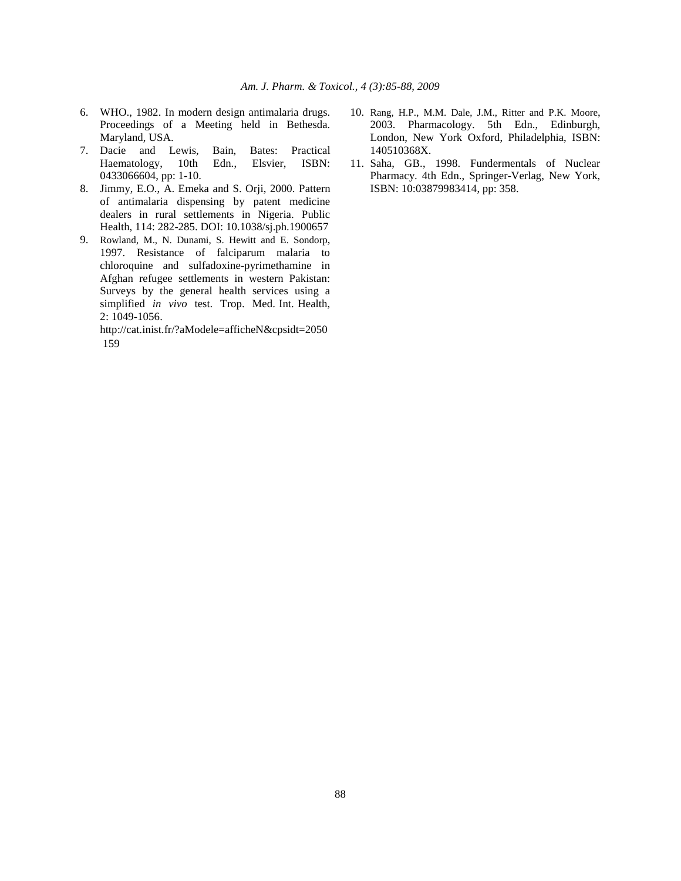6. WHO., 1982. In modern design antimalaria drugs. Proceedings of a Meeting held in Bethesda. Maryland, USA.
7. Dacie and Lewis, Bain, Bates: Practical Haematology, 10th Edn., Elsvier, ISBN: 0433066604, pp: 1-10.
8. Jimmy, E.O., A. Emeka and S. Orji, 2000. Pattern of antimalaria dispensing by patent medicine dealers in rural settlements in Nigeria. Public Health, 114: 282-285. DOI: 10.1038/sj.ph.1900657
9. Rowland, M., N. Dunami, S. Hewitt and E. Sondorp, 1997. Resistance of falciparum malaria to chloroquine and sulfadoxine-pyrimethamine in Afghan refugee settlements in western Pakistan: Surveys by the general health services using a simplified *in vivo* test. Trop. Med. Int. Health, 2: 1049-1056. http://cat.inist.fr/?aModele=afficheN&cpsidt=2050159
10. Rang, H.P., M.M. Dale, J.M., Ritter and P.K. Moore, 2003. Pharmacology. 5th Edn., Edinburgh, London, New York Oxford, Philadelphia, ISBN: 140510368X.
11. Saha, GB., 1998. Fundermentals of Nuclear Pharmacy. 4th Edn., Springer-Verlag, New York, ISBN: 10:03879983414, pp: 358.